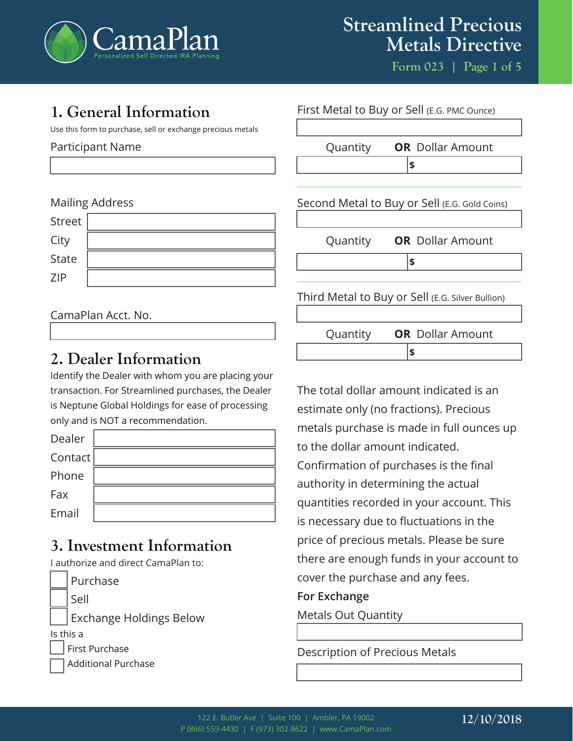# Streamlined Precious Metals Directive

Form 023

## 1. General Information

Use this form to purchase, sell or exchange precious metals

Participant Name

Mailing Address

Street

City

State

ZIP

CamaPlan Acct. No.

## 2. Dealer Information

Identify the Dealer with whom you are placing your transaction. For Streamlined purchases, the Dealer is Neptune Global Holdings for ease of processing only and is NOT a recommendation.

Dealer

Contact

Phone

Fax

Email

## 3. Investment Information

I authorize and direct CamaPlan to:

- ☐ Purchase
- ☐ Sell
- ☐ Exchange Holdings Below

Is this a

- ☐ First Purchase
- ☐ Additional Purchase

First Metal to Buy or Sell (E.G. PMC Ounce)

| Quantity | **OR** Dollar Amount |
|---|---|
| | $ |

Second Metal to Buy or Sell (E.G. Gold Coins)

| Quantity | **OR** Dollar Amount |
|---|---|
| | $ |

Third Metal to Buy or Sell (E.G. Silver Bullion)

| Quantity | **OR** Dollar Amount |
|---|---|
| | $ |

The total dollar amount indicated is an estimate only (no fractions). Precious metals purchase is made in full ounces up to the dollar amount indicated. Confirmation of purchases is the final authority in determining the actual quantities recorded in your account. This is necessary due to fluctuations in the price of precious metals. Please be sure there are enough funds in your account to cover the purchase and any fees.

**For Exchange**

Metals Out Quantity

Description of Precious Metals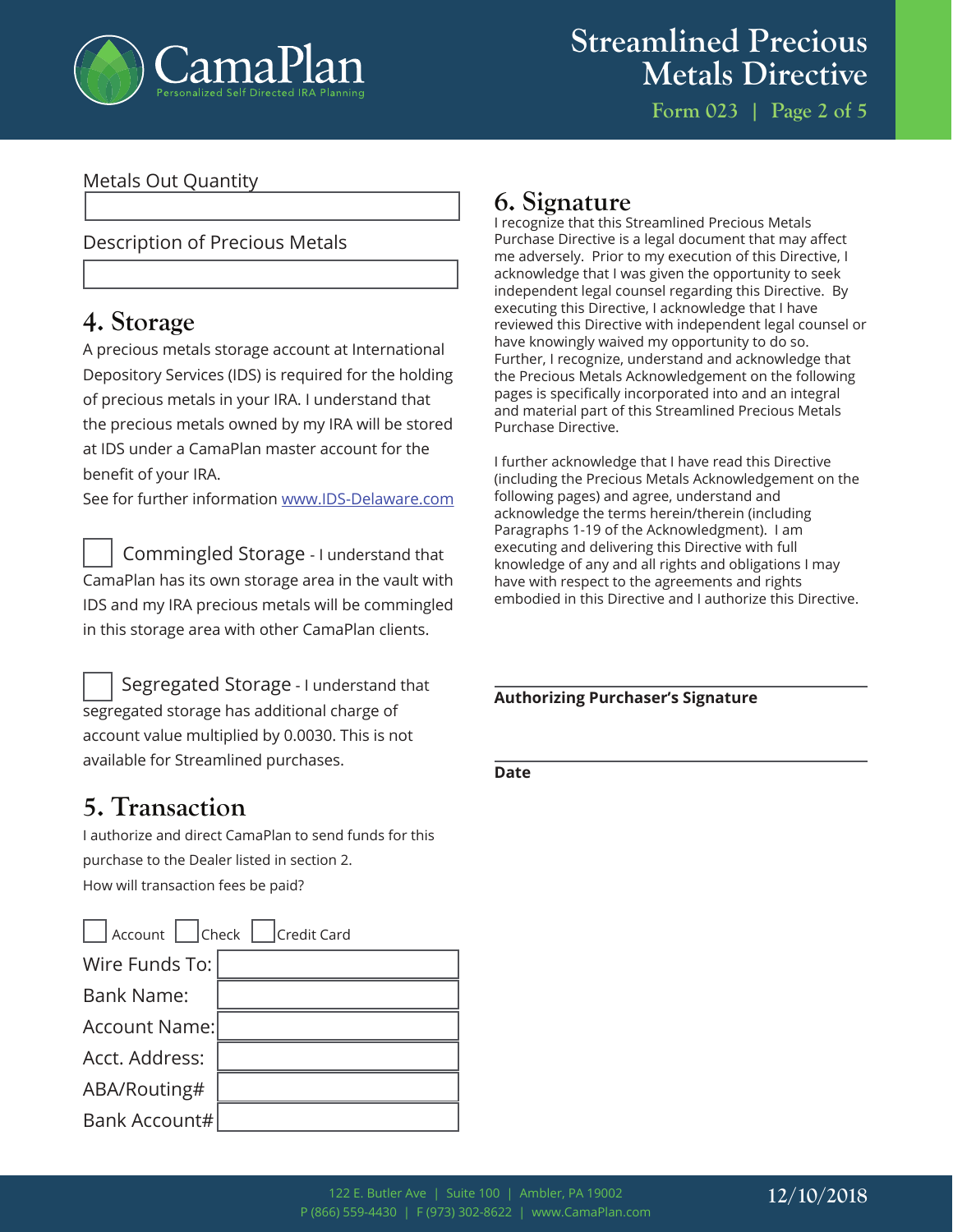Metals Out Quantity

Description of Precious Metals

## 4. Storage

A precious metals storage account at International Depository Services (IDS) is required for the holding of precious metals in your IRA. I understand that the precious metals owned by my IRA will be stored at IDS under a CamaPlan master account for the benefit of your IRA.

See for further information www.IDS-Delaware.com

☐ Commingled Storage - I understand that CamaPlan has its own storage area in the vault with IDS and my IRA precious metals will be commingled in this storage area with other CamaPlan clients.

☐ Segregated Storage - I understand that segregated storage has additional charge of account value multiplied by 0.0030. This is not available for Streamlined purchases.

## 5. Transaction

I authorize and direct CamaPlan to send funds for this purchase to the Dealer listed in section 2.

How will transaction fees be paid?

☐ Account ☐ Check ☐ Credit Card

| Wire Funds To: | |
|---|---|
| Bank Name: | |
| Account Name: | |
| Acct. Address: | |
| ABA/Routing# | |
| Bank Account# | |

## 6. Signature

I recognize that this Streamlined Precious Metals Purchase Directive is a legal document that may affect me adversely. Prior to my execution of this Directive, I acknowledge that I was given the opportunity to seek independent legal counsel regarding this Directive. By executing this Directive, I acknowledge that I have reviewed this Directive with independent legal counsel or have knowingly waived my opportunity to do so. Further, I recognize, understand and acknowledge that the Precious Metals Acknowledgement on the following pages is specifically incorporated into and an integral and material part of this Streamlined Precious Metals Purchase Directive.

I further acknowledge that I have read this Directive (including the Precious Metals Acknowledgement on the following pages) and agree, understand and acknowledge the terms herein/therein (including Paragraphs 1-19 of the Acknowledgment). I am executing and delivering this Directive with full knowledge of any and all rights and obligations I may have with respect to the agreements and rights embodied in this Directive and I authorize this Directive.

**Authorizing Purchaser's Signature**

**Date**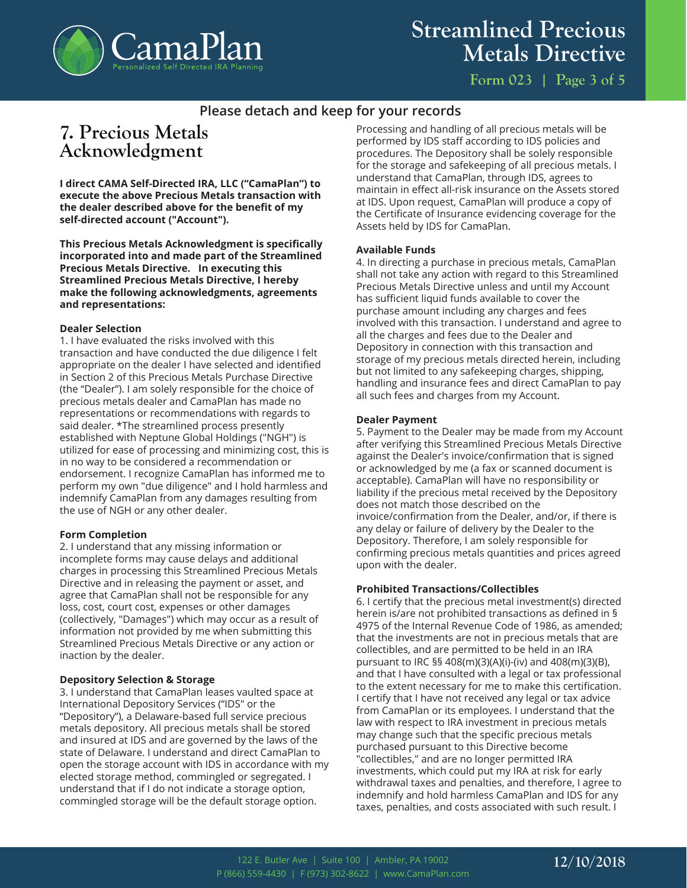Please detach and keep for your records

## 7. Precious Metals Acknowledgment

**I direct CAMA Self-Directed IRA, LLC ("CamaPlan") to execute the above Precious Metals transaction with the dealer described above for the benefit of my self-directed account ("Account").**

**This Precious Metals Acknowledgment is specifically incorporated into and made part of the Streamlined Precious Metals Directive. In executing this Streamlined Precious Metals Directive, I hereby make the following acknowledgments, agreements and representations:**

**Dealer Selection**
1. I have evaluated the risks involved with this transaction and have conducted the due diligence I felt appropriate on the dealer I have selected and identified in Section 2 of this Precious Metals Purchase Directive (the "Dealer"). I am solely responsible for the choice of precious metals dealer and CamaPlan has made no representations or recommendations with regards to said dealer. *The streamlined process presently established with Neptune Global Holdings ("NGH") is utilized for ease of processing and minimizing cost, this is in no way to be considered a recommendation or endorsement. I recognize CamaPlan has informed me to perform my own "due diligence" and I hold harmless and indemnify CamaPlan from any damages resulting from the use of NGH or any other dealer.

**Form Completion**
2. I understand that any missing information or incomplete forms may cause delays and additional charges in processing this Streamlined Precious Metals Directive and in releasing the payment or asset, and agree that CamaPlan shall not be responsible for any loss, cost, court cost, expenses or other damages (collectively, "Damages") which may occur as a result of information not provided by me when submitting this Streamlined Precious Metals Directive or any action or inaction by the dealer.

**Depository Selection & Storage**
3. I understand that CamaPlan leases vaulted space at International Depository Services ("IDS" or the "Depository"), a Delaware-based full service precious metals depository. All precious metals shall be stored and insured at IDS and are governed by the laws of the state of Delaware. I understand and direct CamaPlan to open the storage account with IDS in accordance with my elected storage method, commingled or segregated. I understand that if I do not indicate a storage option, commingled storage will be the default storage option. Processing and handling of all precious metals will be performed by IDS staff according to IDS policies and procedures. The Depository shall be solely responsible for the storage and safekeeping of all precious metals. I understand that CamaPlan, through IDS, agrees to maintain in effect all-risk insurance on the Assets stored at IDS. Upon request, CamaPlan will produce a copy of the Certificate of Insurance evidencing coverage for the Assets held by IDS for CamaPlan.

**Available Funds**
4. In directing a purchase in precious metals, CamaPlan shall not take any action with regard to this Streamlined Precious Metals Directive unless and until my Account has sufficient liquid funds available to cover the purchase amount including any charges and fees involved with this transaction. I understand and agree to all the charges and fees due to the Dealer and Depository in connection with this transaction and storage of my precious metals directed herein, including but not limited to any safekeeping charges, shipping, handling and insurance fees and direct CamaPlan to pay all such fees and charges from my Account.

**Dealer Payment**
5. Payment to the Dealer may be made from my Account after verifying this Streamlined Precious Metals Directive against the Dealer's invoice/confirmation that is signed or acknowledged by me (a fax or scanned document is acceptable). CamaPlan will have no responsibility or liability if the precious metal received by the Depository does not match those described on the invoice/confirmation from the Dealer, and/or, if there is any delay or failure of delivery by the Dealer to the Depository. Therefore, I am solely responsible for confirming precious metals quantities and prices agreed upon with the dealer.

**Prohibited Transactions/Collectibles**
6. I certify that the precious metal investment(s) directed herein is/are not prohibited transactions as defined in § 4975 of the Internal Revenue Code of 1986, as amended; that the investments are not in precious metals that are collectibles, and are permitted to be held in an IRA pursuant to IRC §§ 408(m)(3)(A)(i)-(iv) and 408(m)(3)(B), and that I have consulted with a legal or tax professional to the extent necessary for me to make this certification. I certify that I have not received any legal or tax advice from CamaPlan or its employees. I understand that the law with respect to IRA investment in precious metals may change such that the specific precious metals purchased pursuant to this Directive become "collectibles," and are no longer permitted IRA investments, which could put my IRA at risk for early withdrawal taxes and penalties, and therefore, I agree to indemnify and hold harmless CamaPlan and IDS for any taxes, penalties, and costs associated with such result. I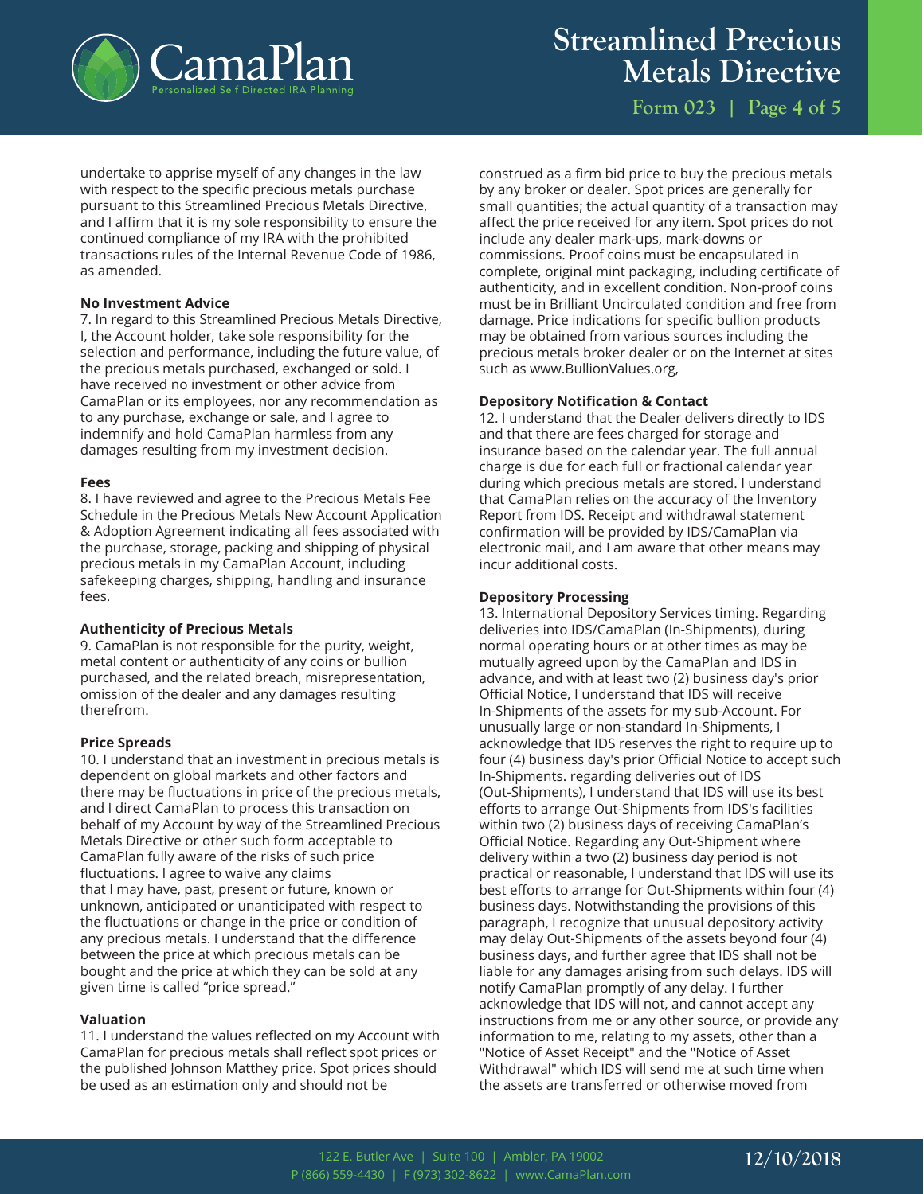undertake to apprise myself of any changes in the law with respect to the specific precious metals purchase pursuant to this Streamlined Precious Metals Directive, and I affirm that it is my sole responsibility to ensure the continued compliance of my IRA with the prohibited transactions rules of the Internal Revenue Code of 1986, as amended.

**No Investment Advice**
7. In regard to this Streamlined Precious Metals Directive, I, the Account holder, take sole responsibility for the selection and performance, including the future value, of the precious metals purchased, exchanged or sold. I have received no investment or other advice from CamaPlan or its employees, nor any recommendation as to any purchase, exchange or sale, and I agree to indemnify and hold CamaPlan harmless from any damages resulting from my investment decision.

**Fees**
8. I have reviewed and agree to the Precious Metals Fee Schedule in the Precious Metals New Account Application & Adoption Agreement indicating all fees associated with the purchase, storage, packing and shipping of physical precious metals in my CamaPlan Account, including safekeeping charges, shipping, handling and insurance fees.

**Authenticity of Precious Metals**
9. CamaPlan is not responsible for the purity, weight, metal content or authenticity of any coins or bullion purchased, and the related breach, misrepresentation, omission of the dealer and any damages resulting therefrom.

**Price Spreads**
10. I understand that an investment in precious metals is dependent on global markets and other factors and there may be fluctuations in price of the precious metals, and I direct CamaPlan to process this transaction on behalf of my Account by way of the Streamlined Precious Metals Directive or other such form acceptable to CamaPlan fully aware of the risks of such price fluctuations. I agree to waive any claims that I may have, past, present or future, known or unknown, anticipated or unanticipated with respect to the fluctuations or change in the price or condition of any precious metals. I understand that the difference between the price at which precious metals can be bought and the price at which they can be sold at any given time is called "price spread."

**Valuation**
11. I understand the values reflected on my Account with CamaPlan for precious metals shall reflect spot prices or the published Johnson Matthey price. Spot prices should be used as an estimation only and should not be construed as a firm bid price to buy the precious metals by any broker or dealer. Spot prices are generally for small quantities; the actual quantity of a transaction may affect the price received for any item. Spot prices do not include any dealer mark-ups, mark-downs or commissions. Proof coins must be encapsulated in complete, original mint packaging, including certificate of authenticity, and in excellent condition. Non-proof coins must be in Brilliant Uncirculated condition and free from damage. Price indications for specific bullion products may be obtained from various sources including the precious metals broker dealer or on the Internet at sites such as www.BullionValues.org,

**Depository Notification & Contact**
12. I understand that the Dealer delivers directly to IDS and that there are fees charged for storage and insurance based on the calendar year. The full annual charge is due for each full or fractional calendar year during which precious metals are stored. I understand that CamaPlan relies on the accuracy of the Inventory Report from IDS. Receipt and withdrawal statement confirmation will be provided by IDS/CamaPlan via electronic mail, and I am aware that other means may incur additional costs.

**Depository Processing**
13. International Depository Services timing. Regarding deliveries into IDS/CamaPlan (In-Shipments), during normal operating hours or at other times as may be mutually agreed upon by the CamaPlan and IDS in advance, and with at least two (2) business day's prior Official Notice, I understand that IDS will receive In-Shipments of the assets for my sub-Account. For unusually large or non-standard In-Shipments, I acknowledge that IDS reserves the right to require up to four (4) business day's prior Official Notice to accept such In-Shipments. regarding deliveries out of IDS (Out-Shipments), I understand that IDS will use its best efforts to arrange Out-Shipments from IDS's facilities within two (2) business days of receiving CamaPlan's Official Notice. Regarding any Out-Shipment where delivery within a two (2) business day period is not practical or reasonable, I understand that IDS will use its best efforts to arrange for Out-Shipments within four (4) business days. Notwithstanding the provisions of this paragraph, I recognize that unusual depository activity may delay Out-Shipments of the assets beyond four (4) business days, and further agree that IDS shall not be liable for any damages arising from such delays. IDS will notify CamaPlan promptly of any delay. I further acknowledge that IDS will not, and cannot accept any instructions from me or any other source, or provide any information to me, relating to my assets, other than a "Notice of Asset Receipt" and the "Notice of Asset Withdrawal" which IDS will send me at such time when the assets are transferred or otherwise moved from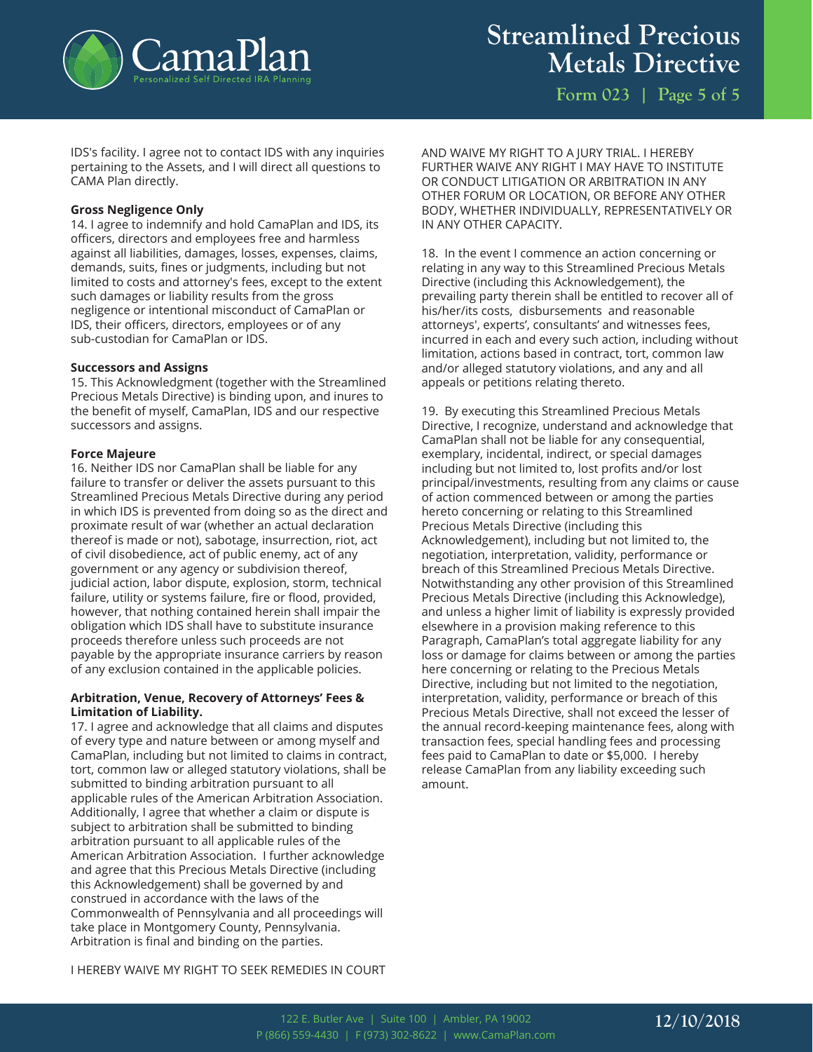IDS's facility. I agree not to contact IDS with any inquiries pertaining to the Assets, and I will direct all questions to CAMA Plan directly.

**Gross Negligence Only**

14. I agree to indemnify and hold CamaPlan and IDS, its officers, directors and employees free and harmless against all liabilities, damages, losses, expenses, claims, demands, suits, fines or judgments, including but not limited to costs and attorney's fees, except to the extent such damages or liability results from the gross negligence or intentional misconduct of CamaPlan or IDS, their officers, directors, employees or of any sub-custodian for CamaPlan or IDS.

**Successors and Assigns**

15. This Acknowledgment (together with the Streamlined Precious Metals Directive) is binding upon, and inures to the benefit of myself, CamaPlan, IDS and our respective successors and assigns.

**Force Majeure**

16. Neither IDS nor CamaPlan shall be liable for any failure to transfer or deliver the assets pursuant to this Streamlined Precious Metals Directive during any period in which IDS is prevented from doing so as the direct and proximate result of war (whether an actual declaration thereof is made or not), sabotage, insurrection, riot, act of civil disobedience, act of public enemy, act of any government or any agency or subdivision thereof, judicial action, labor dispute, explosion, storm, technical failure, utility or systems failure, fire or flood, provided, however, that nothing contained herein shall impair the obligation which IDS shall have to substitute insurance proceeds therefore unless such proceeds are not payable by the appropriate insurance carriers by reason of any exclusion contained in the applicable policies.

**Arbitration, Venue, Recovery of Attorneys' Fees & Limitation of Liability.**

17. I agree and acknowledge that all claims and disputes of every type and nature between or among myself and CamaPlan, including but not limited to claims in contract, tort, common law or alleged statutory violations, shall be submitted to binding arbitration pursuant to all applicable rules of the American Arbitration Association. Additionally, I agree that whether a claim or dispute is subject to arbitration shall be submitted to binding arbitration pursuant to all applicable rules of the American Arbitration Association. I further acknowledge and agree that this Precious Metals Directive (including this Acknowledgement) shall be governed by and construed in accordance with the laws of the Commonwealth of Pennsylvania and all proceedings will take place in Montgomery County, Pennsylvania. Arbitration is final and binding on the parties.

I HEREBY WAIVE MY RIGHT TO SEEK REMEDIES IN COURT AND WAIVE MY RIGHT TO A JURY TRIAL. I HEREBY FURTHER WAIVE ANY RIGHT I MAY HAVE TO INSTITUTE OR CONDUCT LITIGATION OR ARBITRATION IN ANY OTHER FORUM OR LOCATION, OR BEFORE ANY OTHER BODY, WHETHER INDIVIDUALLY, REPRESENTATIVELY OR IN ANY OTHER CAPACITY.

18. In the event I commence an action concerning or relating in any way to this Streamlined Precious Metals Directive (including this Acknowledgement), the prevailing party therein shall be entitled to recover all of his/her/its costs, disbursements and reasonable attorneys', experts', consultants' and witnesses fees, incurred in each and every such action, including without limitation, actions based in contract, tort, common law and/or alleged statutory violations, and any and all appeals or petitions relating thereto.

19. By executing this Streamlined Precious Metals Directive, I recognize, understand and acknowledge that CamaPlan shall not be liable for any consequential, exemplary, incidental, indirect, or special damages including but not limited to, lost profits and/or lost principal/investments, resulting from any claims or cause of action commenced between or among the parties hereto concerning or relating to this Streamlined Precious Metals Directive (including this Acknowledgement), including but not limited to, the negotiation, interpretation, validity, performance or breach of this Streamlined Precious Metals Directive. Notwithstanding any other provision of this Streamlined Precious Metals Directive (including this Acknowledge), and unless a higher limit of liability is expressly provided elsewhere in a provision making reference to this Paragraph, CamaPlan's total aggregate liability for any loss or damage for claims between or among the parties here concerning or relating to the Precious Metals Directive, including but not limited to the negotiation, interpretation, validity, performance or breach of this Precious Metals Directive, shall not exceed the lesser of the annual record-keeping maintenance fees, along with transaction fees, special handling fees and processing fees paid to CamaPlan to date or $5,000. I hereby release CamaPlan from any liability exceeding such amount.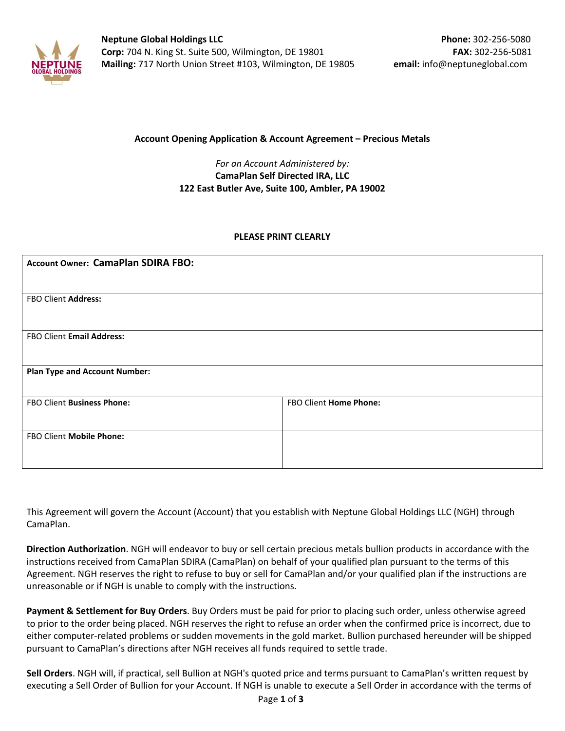**Neptune Global Holdings LLC**
**Corp:** 704 N. King St. Suite 500, Wilmington, DE 19801
**Mailing:** 717 North Union Street #103, Wilmington, DE 19805

**Phone:** 302-256-5080
**FAX:** 302-256-5081
**email:** info@neptuneglobal.com

**Account Opening Application & Account Agreement – Precious Metals**

*For an Account Administered by:*
**CamaPlan Self Directed IRA, LLC**
**122 East Butler Ave, Suite 100, Ambler, PA 19002**

**PLEASE PRINT CLEARLY**

| | |
|---|---|
| **Account Owner: CamaPlan SDIRA FBO:** | |
| FBO Client **Address:** | |
| FBO Client **Email Address:** | |
| **Plan Type and Account Number:** | |
| FBO Client **Business Phone:** | FBO Client **Home Phone:** |
| FBO Client **Mobile Phone:** | |

This Agreement will govern the Account (Account) that you establish with Neptune Global Holdings LLC (NGH) through CamaPlan.

**Direction Authorization**. NGH will endeavor to buy or sell certain precious metals bullion products in accordance with the instructions received from CamaPlan SDIRA (CamaPlan) on behalf of your qualified plan pursuant to the terms of this Agreement. NGH reserves the right to refuse to buy or sell for CamaPlan and/or your qualified plan if the instructions are unreasonable or if NGH is unable to comply with the instructions.

**Payment & Settlement for Buy Orders**. Buy Orders must be paid for prior to placing such order, unless otherwise agreed to prior to the order being placed. NGH reserves the right to refuse an order when the confirmed price is incorrect, due to either computer-related problems or sudden movements in the gold market. Bullion purchased hereunder will be shipped pursuant to CamaPlan's directions after NGH receives all funds required to settle trade.

**Sell Orders**. NGH will, if practical, sell Bullion at NGH's quoted price and terms pursuant to CamaPlan's written request by executing a Sell Order of Bullion for your Account. If NGH is unable to execute a Sell Order in accordance with the terms of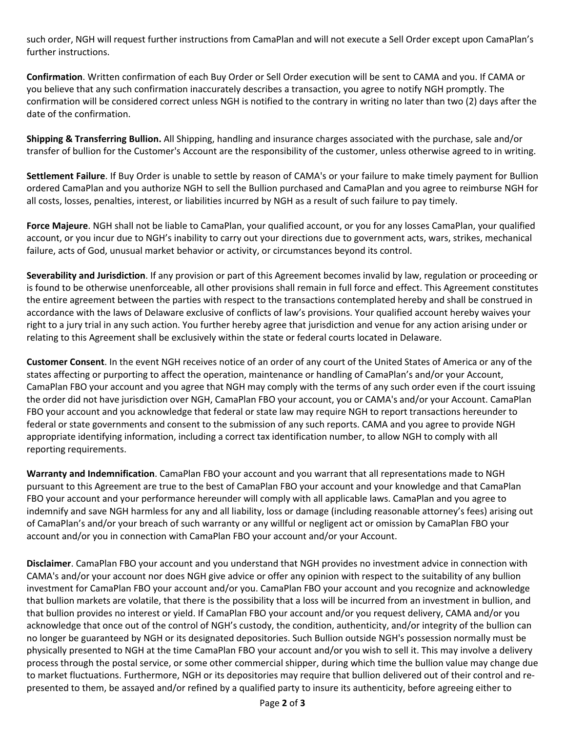such order, NGH will request further instructions from CamaPlan and will not execute a Sell Order except upon CamaPlan's further instructions.

**Confirmation**. Written confirmation of each Buy Order or Sell Order execution will be sent to CAMA and you. If CAMA or you believe that any such confirmation inaccurately describes a transaction, you agree to notify NGH promptly. The confirmation will be considered correct unless NGH is notified to the contrary in writing no later than two (2) days after the date of the confirmation.

**Shipping & Transferring Bullion.** All Shipping, handling and insurance charges associated with the purchase, sale and/or transfer of bullion for the Customer's Account are the responsibility of the customer, unless otherwise agreed to in writing.

**Settlement Failure**. If Buy Order is unable to settle by reason of CAMA's or your failure to make timely payment for Bullion ordered CamaPlan and you authorize NGH to sell the Bullion purchased and CamaPlan and you agree to reimburse NGH for all costs, losses, penalties, interest, or liabilities incurred by NGH as a result of such failure to pay timely.

**Force Majeure**. NGH shall not be liable to CamaPlan, your qualified account, or you for any losses CamaPlan, your qualified account, or you incur due to NGH's inability to carry out your directions due to government acts, wars, strikes, mechanical failure, acts of God, unusual market behavior or activity, or circumstances beyond its control.

**Severability and Jurisdiction**. If any provision or part of this Agreement becomes invalid by law, regulation or proceeding or is found to be otherwise unenforceable, all other provisions shall remain in full force and effect. This Agreement constitutes the entire agreement between the parties with respect to the transactions contemplated hereby and shall be construed in accordance with the laws of Delaware exclusive of conflicts of law's provisions. Your qualified account hereby waives your right to a jury trial in any such action. You further hereby agree that jurisdiction and venue for any action arising under or relating to this Agreement shall be exclusively within the state or federal courts located in Delaware.

**Customer Consent**. In the event NGH receives notice of an order of any court of the United States of America or any of the states affecting or purporting to affect the operation, maintenance or handling of CamaPlan's and/or your Account, CamaPlan FBO your account and you agree that NGH may comply with the terms of any such order even if the court issuing the order did not have jurisdiction over NGH, CamaPlan FBO your account, you or CAMA's and/or your Account. CamaPlan FBO your account and you acknowledge that federal or state law may require NGH to report transactions hereunder to federal or state governments and consent to the submission of any such reports. CAMA and you agree to provide NGH appropriate identifying information, including a correct tax identification number, to allow NGH to comply with all reporting requirements.

**Warranty and Indemnification**. CamaPlan FBO your account and you warrant that all representations made to NGH pursuant to this Agreement are true to the best of CamaPlan FBO your account and your knowledge and that CamaPlan FBO your account and your performance hereunder will comply with all applicable laws. CamaPlan and you agree to indemnify and save NGH harmless for any and all liability, loss or damage (including reasonable attorney's fees) arising out of CamaPlan's and/or your breach of such warranty or any willful or negligent act or omission by CamaPlan FBO your account and/or you in connection with CamaPlan FBO your account and/or your Account.

**Disclaimer**. CamaPlan FBO your account and you understand that NGH provides no investment advice in connection with CAMA's and/or your account nor does NGH give advice or offer any opinion with respect to the suitability of any bullion investment for CamaPlan FBO your account and/or you. CamaPlan FBO your account and you recognize and acknowledge that bullion markets are volatile, that there is the possibility that a loss will be incurred from an investment in bullion, and that bullion provides no interest or yield. If CamaPlan FBO your account and/or you request delivery, CAMA and/or you acknowledge that once out of the control of NGH's custody, the condition, authenticity, and/or integrity of the bullion can no longer be guaranteed by NGH or its designated depositories. Such Bullion outside NGH's possession normally must be physically presented to NGH at the time CamaPlan FBO your account and/or you wish to sell it. This may involve a delivery process through the postal service, or some other commercial shipper, during which time the bullion value may change due to market fluctuations. Furthermore, NGH or its depositories may require that bullion delivered out of their control and re-presented to them, be assayed and/or refined by a qualified party to insure its authenticity, before agreeing either to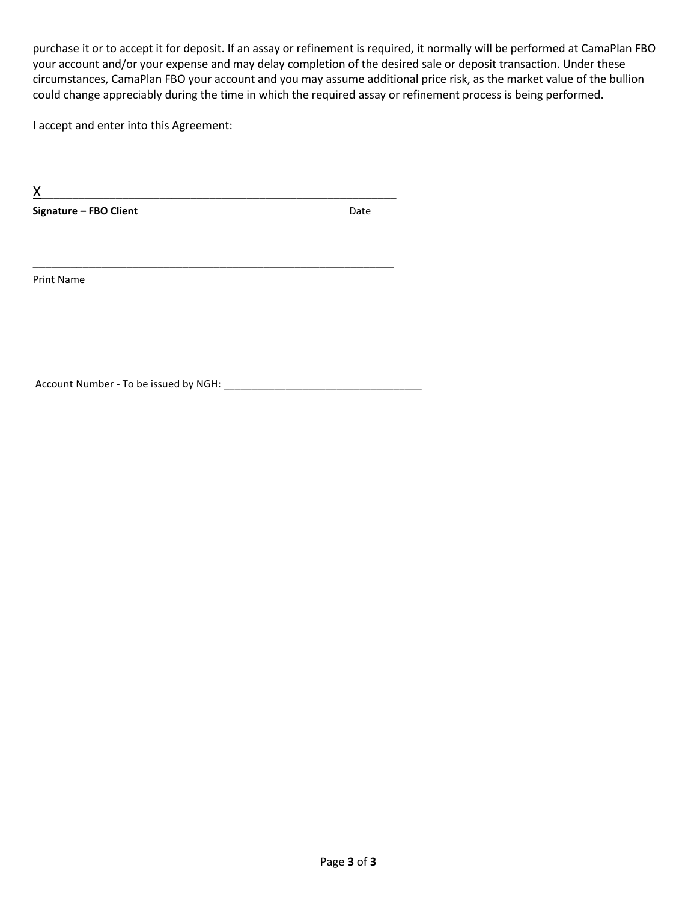purchase it or to accept it for deposit. If an assay or refinement is required, it normally will be performed at CamaPlan FBO your account and/or your expense and may delay completion of the desired sale or deposit transaction. Under these circumstances, CamaPlan FBO your account and you may assume additional price risk, as the market value of the bullion could change appreciably during the time in which the required assay or refinement process is being performed.

I accept and enter into this Agreement:

X_________________________________________________________

**Signature – FBO Client** Date

_________________________________________________________

Print Name

Account Number - To be issued by NGH: ___________________________________